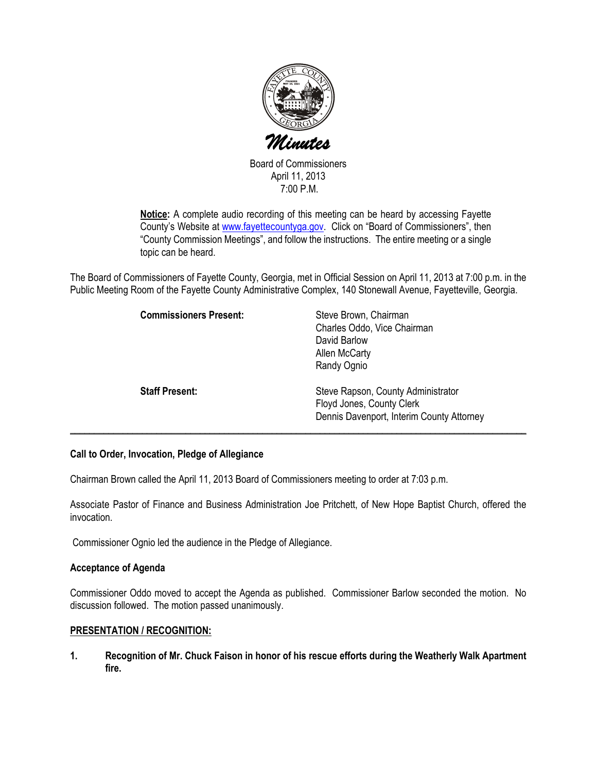# Minutes

Board of Commissioners
April 11, 2013
7:00 P.M.

**Notice:** A complete audio recording of this meeting can be heard by accessing Fayette County's Website at www.fayettecountyga.gov. Click on "Board of Commissioners", then "County Commission Meetings", and follow the instructions. The entire meeting or a single topic can be heard.

The Board of Commissioners of Fayette County, Georgia, met in Official Session on April 11, 2013 at 7:00 p.m. in the Public Meeting Room of the Fayette County Administrative Complex, 140 Stonewall Avenue, Fayetteville, Georgia.

**Commissioners Present:**
Steve Brown, Chairman
Charles Oddo, Vice Chairman
David Barlow
Allen McCarty
Randy Ognio

**Staff Present:**
Steve Rapson, County Administrator
Floyd Jones, County Clerk
Dennis Davenport, Interim County Attorney

---

**Call to Order, Invocation, Pledge of Allegiance**

Chairman Brown called the April 11, 2013 Board of Commissioners meeting to order at 7:03 p.m.

Associate Pastor of Finance and Business Administration Joe Pritchett, of New Hope Baptist Church, offered the invocation.

Commissioner Ognio led the audience in the Pledge of Allegiance.

**Acceptance of Agenda**

Commissioner Oddo moved to accept the Agenda as published. Commissioner Barlow seconded the motion. No discussion followed. The motion passed unanimously.

**PRESENTATION / RECOGNITION:**

**1. Recognition of Mr. Chuck Faison in honor of his rescue efforts during the Weatherly Walk Apartment fire.**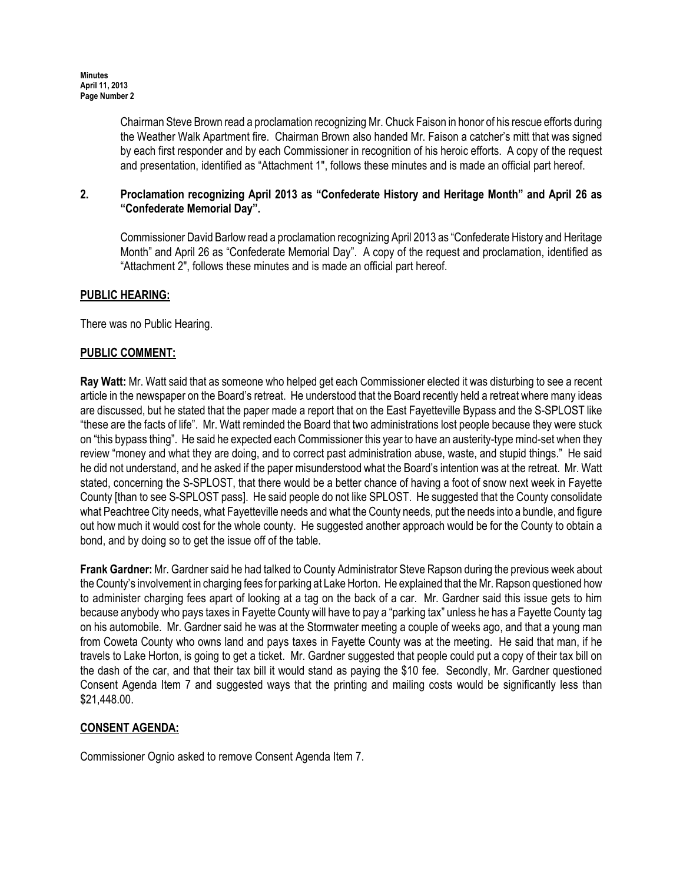Chairman Steve Brown read a proclamation recognizing Mr. Chuck Faison in honor of his rescue efforts during the Weather Walk Apartment fire. Chairman Brown also handed Mr. Faison a catcher's mitt that was signed by each first responder and by each Commissioner in recognition of his heroic efforts. A copy of the request and presentation, identified as "Attachment 1", follows these minutes and is made an official part hereof.

**2. Proclamation recognizing April 2013 as "Confederate History and Heritage Month" and April 26 as "Confederate Memorial Day".**

Commissioner David Barlow read a proclamation recognizing April 2013 as "Confederate History and Heritage Month" and April 26 as "Confederate Memorial Day". A copy of the request and proclamation, identified as "Attachment 2", follows these minutes and is made an official part hereof.

## PUBLIC HEARING:

There was no Public Hearing.

## PUBLIC COMMENT:

**Ray Watt:** Mr. Watt said that as someone who helped get each Commissioner elected it was disturbing to see a recent article in the newspaper on the Board's retreat. He understood that the Board recently held a retreat where many ideas are discussed, but he stated that the paper made a report that on the East Fayetteville Bypass and the S-SPLOST like "these are the facts of life". Mr. Watt reminded the Board that two administrations lost people because they were stuck on "this bypass thing". He said he expected each Commissioner this year to have an austerity-type mind-set when they review "money and what they are doing, and to correct past administration abuse, waste, and stupid things." He said he did not understand, and he asked if the paper misunderstood what the Board's intention was at the retreat. Mr. Watt stated, concerning the S-SPLOST, that there would be a better chance of having a foot of snow next week in Fayette County [than to see S-SPLOST pass]. He said people do not like SPLOST. He suggested that the County consolidate what Peachtree City needs, what Fayetteville needs and what the County needs, put the needs into a bundle, and figure out how much it would cost for the whole county. He suggested another approach would be for the County to obtain a bond, and by doing so to get the issue off of the table.

**Frank Gardner:** Mr. Gardner said he had talked to County Administrator Steve Rapson during the previous week about the County's involvement in charging fees for parking at Lake Horton. He explained that the Mr. Rapson questioned how to administer charging fees apart of looking at a tag on the back of a car. Mr. Gardner said this issue gets to him because anybody who pays taxes in Fayette County will have to pay a "parking tax" unless he has a Fayette County tag on his automobile. Mr. Gardner said he was at the Stormwater meeting a couple of weeks ago, and that a young man from Coweta County who owns land and pays taxes in Fayette County was at the meeting. He said that man, if he travels to Lake Horton, is going to get a ticket. Mr. Gardner suggested that people could put a copy of their tax bill on the dash of the car, and that their tax bill it would stand as paying the $10 fee. Secondly, Mr. Gardner questioned Consent Agenda Item 7 and suggested ways that the printing and mailing costs would be significantly less than $21,448.00.

## CONSENT AGENDA:

Commissioner Ognio asked to remove Consent Agenda Item 7.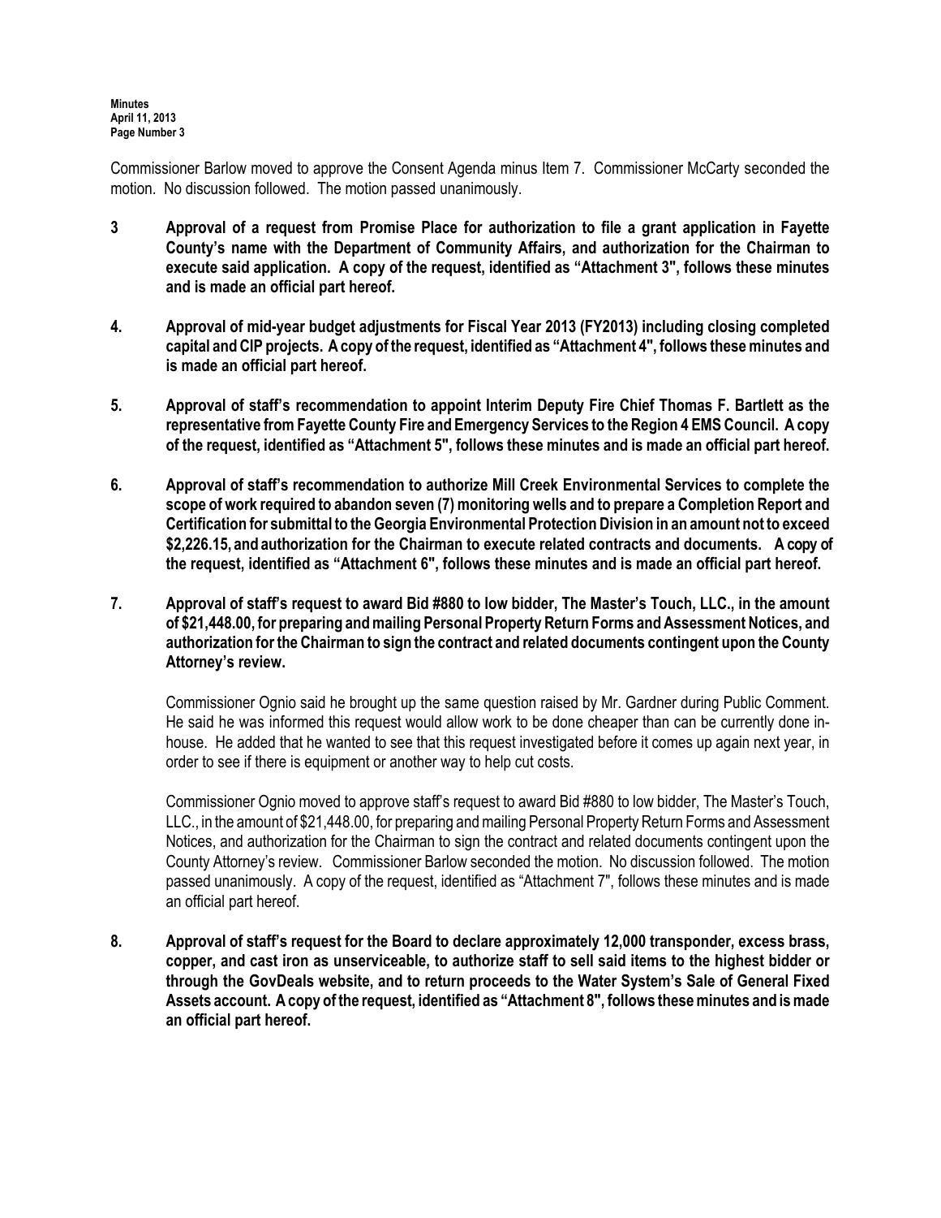Commissioner Barlow moved to approve the Consent Agenda minus Item 7. Commissioner McCarty seconded the motion. No discussion followed. The motion passed unanimously.

**3 Approval of a request from Promise Place for authorization to file a grant application in Fayette County's name with the Department of Community Affairs, and authorization for the Chairman to execute said application. A copy of the request, identified as "Attachment 3", follows these minutes and is made an official part hereof.**

**4. Approval of mid-year budget adjustments for Fiscal Year 2013 (FY2013) including closing completed capital and CIP projects. A copy of the request, identified as "Attachment 4", follows these minutes and is made an official part hereof.**

**5. Approval of staff's recommendation to appoint Interim Deputy Fire Chief Thomas F. Bartlett as the representative from Fayette County Fire and Emergency Services to the Region 4 EMS Council. A copy of the request, identified as "Attachment 5", follows these minutes and is made an official part hereof.**

**6. Approval of staff's recommendation to authorize Mill Creek Environmental Services to complete the scope of work required to abandon seven (7) monitoring wells and to prepare a Completion Report and Certification for submittal to the Georgia Environmental Protection Division in an amount not to exceed $2,226.15, and authorization for the Chairman to execute related contracts and documents. A copy of the request, identified as "Attachment 6", follows these minutes and is made an official part hereof.**

**7. Approval of staff's request to award Bid #880 to low bidder, The Master's Touch, LLC., in the amount of $21,448.00, for preparing and mailing Personal Property Return Forms and Assessment Notices, and authorization for the Chairman to sign the contract and related documents contingent upon the County Attorney's review.**

Commissioner Ognio said he brought up the same question raised by Mr. Gardner during Public Comment. He said he was informed this request would allow work to be done cheaper than can be currently done in-house. He added that he wanted to see that this request investigated before it comes up again next year, in order to see if there is equipment or another way to help cut costs.

Commissioner Ognio moved to approve staff's request to award Bid #880 to low bidder, The Master's Touch, LLC., in the amount of $21,448.00, for preparing and mailing Personal Property Return Forms and Assessment Notices, and authorization for the Chairman to sign the contract and related documents contingent upon the County Attorney's review. Commissioner Barlow seconded the motion. No discussion followed. The motion passed unanimously. A copy of the request, identified as "Attachment 7", follows these minutes and is made an official part hereof.

**8. Approval of staff's request for the Board to declare approximately 12,000 transponder, excess brass, copper, and cast iron as unserviceable, to authorize staff to sell said items to the highest bidder or through the GovDeals website, and to return proceeds to the Water System's Sale of General Fixed Assets account. A copy of the request, identified as "Attachment 8", follows these minutes and is made an official part hereof.**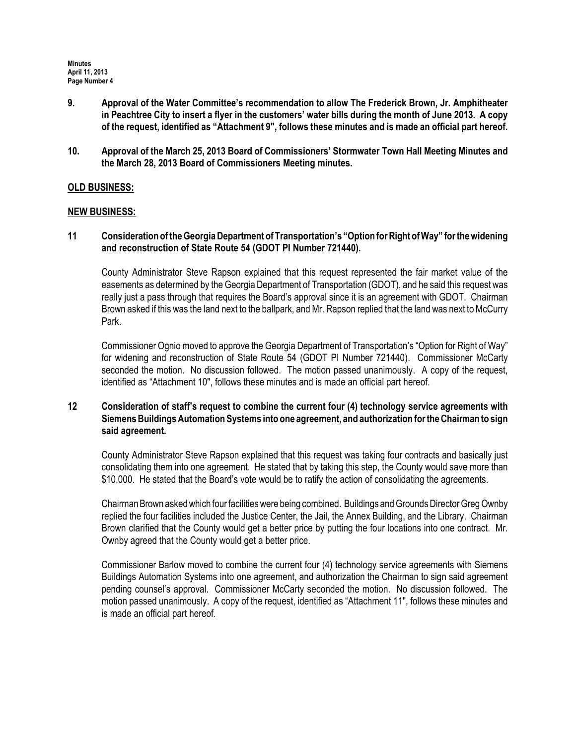**9. Approval of the Water Committee's recommendation to allow The Frederick Brown, Jr. Amphitheater in Peachtree City to insert a flyer in the customers' water bills during the month of June 2013. A copy of the request, identified as "Attachment 9", follows these minutes and is made an official part hereof.**

**10. Approval of the March 25, 2013 Board of Commissioners' Stormwater Town Hall Meeting Minutes and the March 28, 2013 Board of Commissioners Meeting minutes.**

**OLD BUSINESS:**

**NEW BUSINESS:**

**11 Consideration of the Georgia Department of Transportation's "Option for Right of Way" for the widening and reconstruction of State Route 54 (GDOT PI Number 721440).**

County Administrator Steve Rapson explained that this request represented the fair market value of the easements as determined by the Georgia Department of Transportation (GDOT), and he said this request was really just a pass through that requires the Board's approval since it is an agreement with GDOT. Chairman Brown asked if this was the land next to the ballpark, and Mr. Rapson replied that the land was next to McCurry Park.

Commissioner Ognio moved to approve the Georgia Department of Transportation's "Option for Right of Way" for widening and reconstruction of State Route 54 (GDOT PI Number 721440). Commissioner McCarty seconded the motion. No discussion followed. The motion passed unanimously. A copy of the request, identified as "Attachment 10", follows these minutes and is made an official part hereof.

**12 Consideration of staff's request to combine the current four (4) technology service agreements with Siemens Buildings Automation Systems into one agreement, and authorization for the Chairman to sign said agreement.**

County Administrator Steve Rapson explained that this request was taking four contracts and basically just consolidating them into one agreement. He stated that by taking this step, the County would save more than $10,000. He stated that the Board's vote would be to ratify the action of consolidating the agreements.

Chairman Brown asked which four facilities were being combined. Buildings and Grounds Director Greg Ownby replied the four facilities included the Justice Center, the Jail, the Annex Building, and the Library. Chairman Brown clarified that the County would get a better price by putting the four locations into one contract. Mr. Ownby agreed that the County would get a better price.

Commissioner Barlow moved to combine the current four (4) technology service agreements with Siemens Buildings Automation Systems into one agreement, and authorization the Chairman to sign said agreement pending counsel's approval. Commissioner McCarty seconded the motion. No discussion followed. The motion passed unanimously. A copy of the request, identified as "Attachment 11", follows these minutes and is made an official part hereof.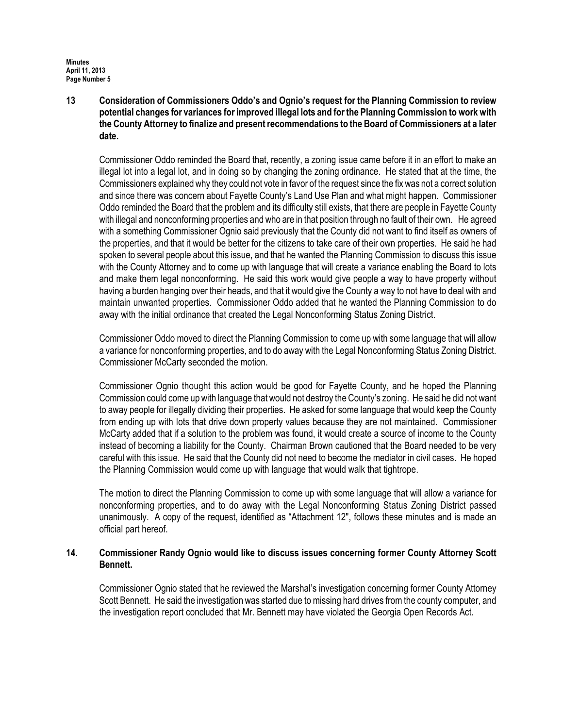**13 Consideration of Commissioners Oddo's and Ognio's request for the Planning Commission to review potential changes for variances for improved illegal lots and for the Planning Commission to work with the County Attorney to finalize and present recommendations to the Board of Commissioners at a later date.**

Commissioner Oddo reminded the Board that, recently, a zoning issue came before it in an effort to make an illegal lot into a legal lot, and in doing so by changing the zoning ordinance. He stated that at the time, the Commissioners explained why they could not vote in favor of the request since the fix was not a correct solution and since there was concern about Fayette County's Land Use Plan and what might happen. Commissioner Oddo reminded the Board that the problem and its difficulty still exists, that there are people in Fayette County with illegal and nonconforming properties and who are in that position through no fault of their own. He agreed with a something Commissioner Ognio said previously that the County did not want to find itself as owners of the properties, and that it would be better for the citizens to take care of their own properties. He said he had spoken to several people about this issue, and that he wanted the Planning Commission to discuss this issue with the County Attorney and to come up with language that will create a variance enabling the Board to lots and make them legal nonconforming. He said this work would give people a way to have property without having a burden hanging over their heads, and that it would give the County a way to not have to deal with and maintain unwanted properties. Commissioner Oddo added that he wanted the Planning Commission to do away with the initial ordinance that created the Legal Nonconforming Status Zoning District.

Commissioner Oddo moved to direct the Planning Commission to come up with some language that will allow a variance for nonconforming properties, and to do away with the Legal Nonconforming Status Zoning District. Commissioner McCarty seconded the motion.

Commissioner Ognio thought this action would be good for Fayette County, and he hoped the Planning Commission could come up with language that would not destroy the County's zoning. He said he did not want to away people for illegally dividing their properties. He asked for some language that would keep the County from ending up with lots that drive down property values because they are not maintained. Commissioner McCarty added that if a solution to the problem was found, it would create a source of income to the County instead of becoming a liability for the County. Chairman Brown cautioned that the Board needed to be very careful with this issue. He said that the County did not need to become the mediator in civil cases. He hoped the Planning Commission would come up with language that would walk that tightrope.

The motion to direct the Planning Commission to come up with some language that will allow a variance for nonconforming properties, and to do away with the Legal Nonconforming Status Zoning District passed unanimously. A copy of the request, identified as "Attachment 12", follows these minutes and is made an official part hereof.

**14. Commissioner Randy Ognio would like to discuss issues concerning former County Attorney Scott Bennett.**

Commissioner Ognio stated that he reviewed the Marshal's investigation concerning former County Attorney Scott Bennett. He said the investigation was started due to missing hard drives from the county computer, and the investigation report concluded that Mr. Bennett may have violated the Georgia Open Records Act.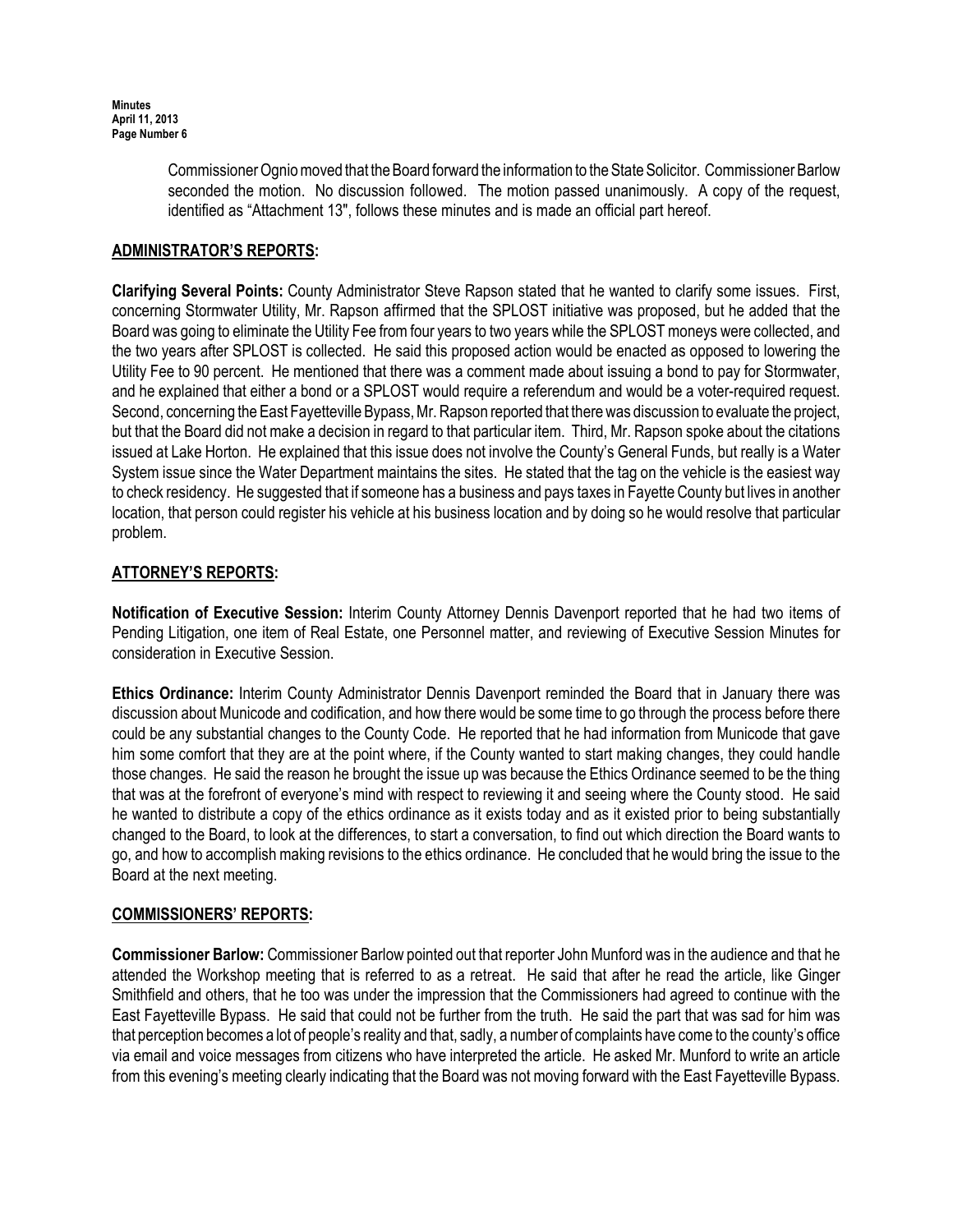Commissioner Ognio moved that the Board forward the information to the State Solicitor. Commissioner Barlow seconded the motion. No discussion followed. The motion passed unanimously. A copy of the request, identified as "Attachment 13", follows these minutes and is made an official part hereof.

## ADMINISTRATOR'S REPORTS:

**Clarifying Several Points:** County Administrator Steve Rapson stated that he wanted to clarify some issues. First, concerning Stormwater Utility, Mr. Rapson affirmed that the SPLOST initiative was proposed, but he added that the Board was going to eliminate the Utility Fee from four years to two years while the SPLOST moneys were collected, and the two years after SPLOST is collected. He said this proposed action would be enacted as opposed to lowering the Utility Fee to 90 percent. He mentioned that there was a comment made about issuing a bond to pay for Stormwater, and he explained that either a bond or a SPLOST would require a referendum and would be a voter-required request. Second, concerning the East Fayetteville Bypass, Mr. Rapson reported that there was discussion to evaluate the project, but that the Board did not make a decision in regard to that particular item. Third, Mr. Rapson spoke about the citations issued at Lake Horton. He explained that this issue does not involve the County's General Funds, but really is a Water System issue since the Water Department maintains the sites. He stated that the tag on the vehicle is the easiest way to check residency. He suggested that if someone has a business and pays taxes in Fayette County but lives in another location, that person could register his vehicle at his business location and by doing so he would resolve that particular problem.

## ATTORNEY'S REPORTS:

**Notification of Executive Session:** Interim County Attorney Dennis Davenport reported that he had two items of Pending Litigation, one item of Real Estate, one Personnel matter, and reviewing of Executive Session Minutes for consideration in Executive Session.

**Ethics Ordinance:** Interim County Administrator Dennis Davenport reminded the Board that in January there was discussion about Municode and codification, and how there would be some time to go through the process before there could be any substantial changes to the County Code. He reported that he had information from Municode that gave him some comfort that they are at the point where, if the County wanted to start making changes, they could handle those changes. He said the reason he brought the issue up was because the Ethics Ordinance seemed to be the thing that was at the forefront of everyone's mind with respect to reviewing it and seeing where the County stood. He said he wanted to distribute a copy of the ethics ordinance as it exists today and as it existed prior to being substantially changed to the Board, to look at the differences, to start a conversation, to find out which direction the Board wants to go, and how to accomplish making revisions to the ethics ordinance. He concluded that he would bring the issue to the Board at the next meeting.

## COMMISSIONERS' REPORTS:

**Commissioner Barlow:** Commissioner Barlow pointed out that reporter John Munford was in the audience and that he attended the Workshop meeting that is referred to as a retreat. He said that after he read the article, like Ginger Smithfield and others, that he too was under the impression that the Commissioners had agreed to continue with the East Fayetteville Bypass. He said that could not be further from the truth. He said the part that was sad for him was that perception becomes a lot of people's reality and that, sadly, a number of complaints have come to the county's office via email and voice messages from citizens who have interpreted the article. He asked Mr. Munford to write an article from this evening's meeting clearly indicating that the Board was not moving forward with the East Fayetteville Bypass.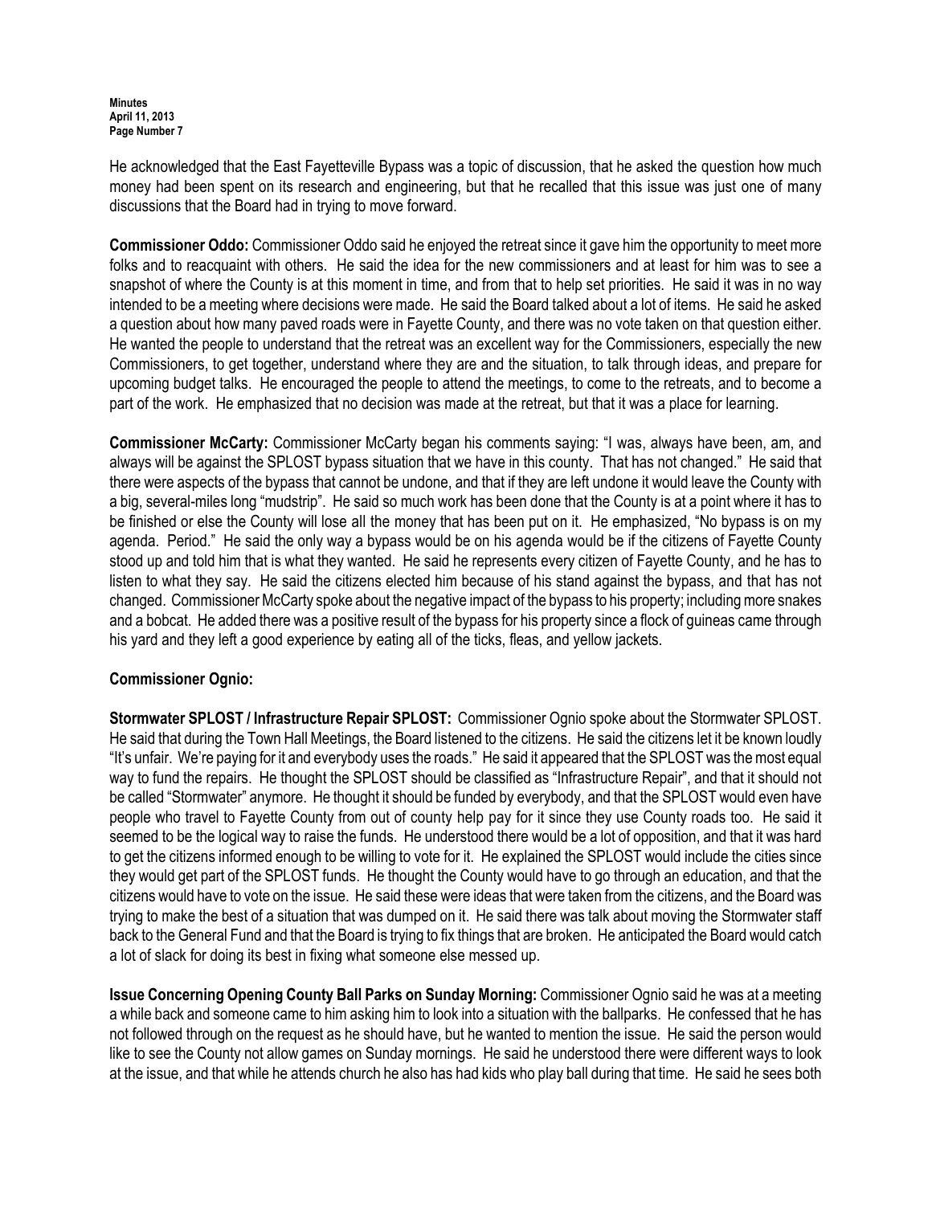He acknowledged that the East Fayetteville Bypass was a topic of discussion, that he asked the question how much money had been spent on its research and engineering, but that he recalled that this issue was just one of many discussions that the Board had in trying to move forward.

**Commissioner Oddo:** Commissioner Oddo said he enjoyed the retreat since it gave him the opportunity to meet more folks and to reacquaint with others. He said the idea for the new commissioners and at least for him was to see a snapshot of where the County is at this moment in time, and from that to help set priorities. He said it was in no way intended to be a meeting where decisions were made. He said the Board talked about a lot of items. He said he asked a question about how many paved roads were in Fayette County, and there was no vote taken on that question either. He wanted the people to understand that the retreat was an excellent way for the Commissioners, especially the new Commissioners, to get together, understand where they are and the situation, to talk through ideas, and prepare for upcoming budget talks. He encouraged the people to attend the meetings, to come to the retreats, and to become a part of the work. He emphasized that no decision was made at the retreat, but that it was a place for learning.

**Commissioner McCarty:** Commissioner McCarty began his comments saying: "I was, always have been, am, and always will be against the SPLOST bypass situation that we have in this county. That has not changed." He said that there were aspects of the bypass that cannot be undone, and that if they are left undone it would leave the County with a big, several-miles long "mudstrip". He said so much work has been done that the County is at a point where it has to be finished or else the County will lose all the money that has been put on it. He emphasized, "No bypass is on my agenda. Period." He said the only way a bypass would be on his agenda would be if the citizens of Fayette County stood up and told him that is what they wanted. He said he represents every citizen of Fayette County, and he has to listen to what they say. He said the citizens elected him because of his stand against the bypass, and that has not changed. Commissioner McCarty spoke about the negative impact of the bypass to his property; including more snakes and a bobcat. He added there was a positive result of the bypass for his property since a flock of guineas came through his yard and they left a good experience by eating all of the ticks, fleas, and yellow jackets.

**Commissioner Ognio:**

**Stormwater SPLOST / Infrastructure Repair SPLOST:** Commissioner Ognio spoke about the Stormwater SPLOST. He said that during the Town Hall Meetings, the Board listened to the citizens. He said the citizens let it be known loudly "It's unfair. We're paying for it and everybody uses the roads." He said it appeared that the SPLOST was the most equal way to fund the repairs. He thought the SPLOST should be classified as "Infrastructure Repair", and that it should not be called "Stormwater" anymore. He thought it should be funded by everybody, and that the SPLOST would even have people who travel to Fayette County from out of county help pay for it since they use County roads too. He said it seemed to be the logical way to raise the funds. He understood there would be a lot of opposition, and that it was hard to get the citizens informed enough to be willing to vote for it. He explained the SPLOST would include the cities since they would get part of the SPLOST funds. He thought the County would have to go through an education, and that the citizens would have to vote on the issue. He said these were ideas that were taken from the citizens, and the Board was trying to make the best of a situation that was dumped on it. He said there was talk about moving the Stormwater staff back to the General Fund and that the Board is trying to fix things that are broken. He anticipated the Board would catch a lot of slack for doing its best in fixing what someone else messed up.

**Issue Concerning Opening County Ball Parks on Sunday Morning:** Commissioner Ognio said he was at a meeting a while back and someone came to him asking him to look into a situation with the ballparks. He confessed that he has not followed through on the request as he should have, but he wanted to mention the issue. He said the person would like to see the County not allow games on Sunday mornings. He said he understood there were different ways to look at the issue, and that while he attends church he also has had kids who play ball during that time. He said he sees both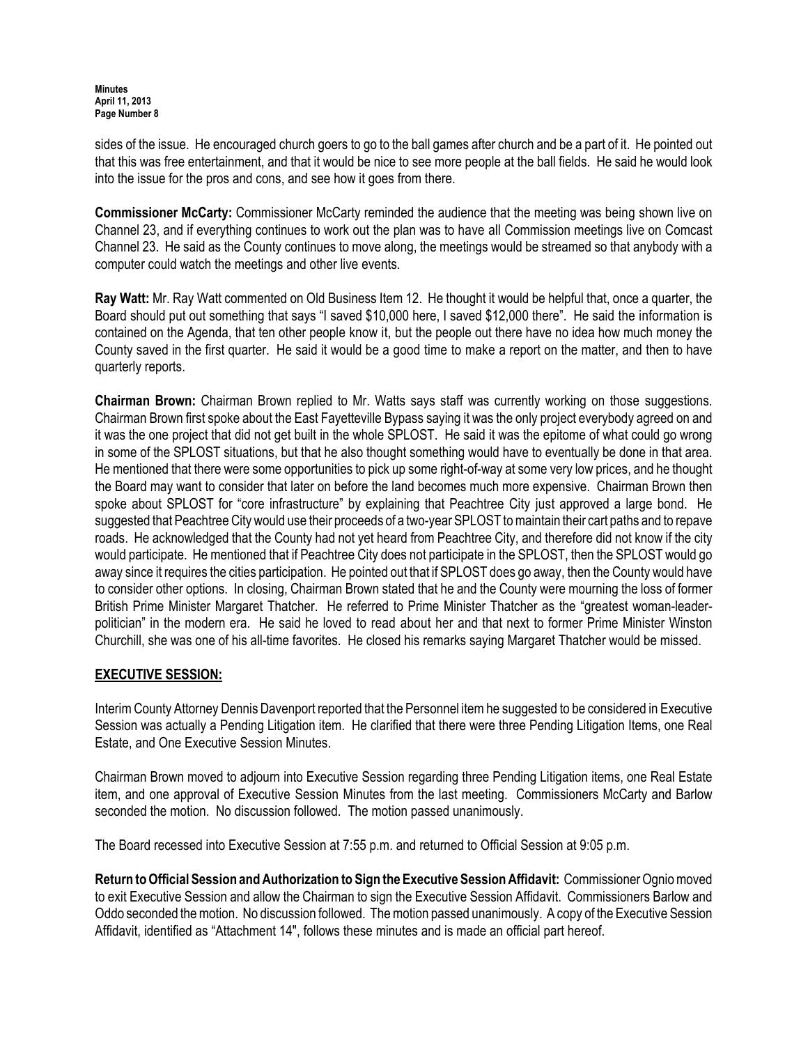sides of the issue. He encouraged church goers to go to the ball games after church and be a part of it. He pointed out that this was free entertainment, and that it would be nice to see more people at the ball fields. He said he would look into the issue for the pros and cons, and see how it goes from there.

**Commissioner McCarty:** Commissioner McCarty reminded the audience that the meeting was being shown live on Channel 23, and if everything continues to work out the plan was to have all Commission meetings live on Comcast Channel 23. He said as the County continues to move along, the meetings would be streamed so that anybody with a computer could watch the meetings and other live events.

**Ray Watt:** Mr. Ray Watt commented on Old Business Item 12. He thought it would be helpful that, once a quarter, the Board should put out something that says "I saved $10,000 here, I saved $12,000 there". He said the information is contained on the Agenda, that ten other people know it, but the people out there have no idea how much money the County saved in the first quarter. He said it would be a good time to make a report on the matter, and then to have quarterly reports.

**Chairman Brown:** Chairman Brown replied to Mr. Watts says staff was currently working on those suggestions. Chairman Brown first spoke about the East Fayetteville Bypass saying it was the only project everybody agreed on and it was the one project that did not get built in the whole SPLOST. He said it was the epitome of what could go wrong in some of the SPLOST situations, but that he also thought something would have to eventually be done in that area. He mentioned that there were some opportunities to pick up some right-of-way at some very low prices, and he thought the Board may want to consider that later on before the land becomes much more expensive. Chairman Brown then spoke about SPLOST for "core infrastructure" by explaining that Peachtree City just approved a large bond. He suggested that Peachtree City would use their proceeds of a two-year SPLOST to maintain their cart paths and to repave roads. He acknowledged that the County had not yet heard from Peachtree City, and therefore did not know if the city would participate. He mentioned that if Peachtree City does not participate in the SPLOST, then the SPLOST would go away since it requires the cities participation. He pointed out that if SPLOST does go away, then the County would have to consider other options. In closing, Chairman Brown stated that he and the County were mourning the loss of former British Prime Minister Margaret Thatcher. He referred to Prime Minister Thatcher as the "greatest woman-leader-politician" in the modern era. He said he loved to read about her and that next to former Prime Minister Winston Churchill, she was one of his all-time favorites. He closed his remarks saying Margaret Thatcher would be missed.

## EXECUTIVE SESSION:

Interim County Attorney Dennis Davenport reported that the Personnel item he suggested to be considered in Executive Session was actually a Pending Litigation item. He clarified that there were three Pending Litigation Items, one Real Estate, and One Executive Session Minutes.

Chairman Brown moved to adjourn into Executive Session regarding three Pending Litigation items, one Real Estate item, and one approval of Executive Session Minutes from the last meeting. Commissioners McCarty and Barlow seconded the motion. No discussion followed. The motion passed unanimously.

The Board recessed into Executive Session at 7:55 p.m. and returned to Official Session at 9:05 p.m.

**Return to Official Session and Authorization to Sign the Executive Session Affidavit:** Commissioner Ognio moved to exit Executive Session and allow the Chairman to sign the Executive Session Affidavit. Commissioners Barlow and Oddo seconded the motion. No discussion followed. The motion passed unanimously. A copy of the Executive Session Affidavit, identified as "Attachment 14", follows these minutes and is made an official part hereof.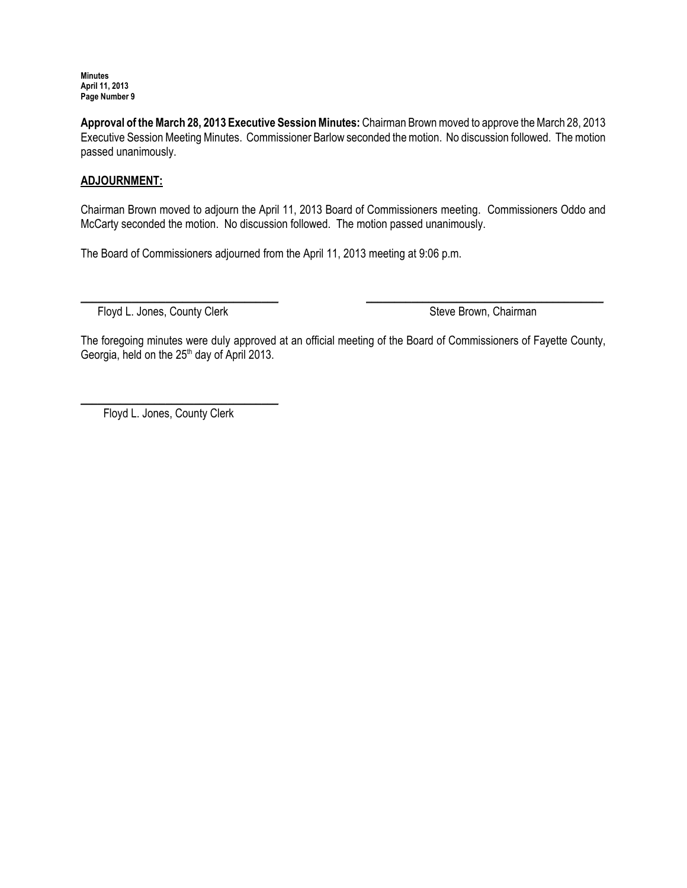**Approval of the March 28, 2013 Executive Session Minutes:** Chairman Brown moved to approve the March 28, 2013 Executive Session Meeting Minutes. Commissioner Barlow seconded the motion. No discussion followed. The motion passed unanimously.

## ADJOURNMENT:

Chairman Brown moved to adjourn the April 11, 2013 Board of Commissioners meeting. Commissioners Oddo and McCarty seconded the motion. No discussion followed. The motion passed unanimously.

The Board of Commissioners adjourned from the April 11, 2013 meeting at 9:06 p.m.

___________________________________ ___________________________________

Floyd L. Jones, County Clerk Steve Brown, Chairman

The foregoing minutes were duly approved at an official meeting of the Board of Commissioners of Fayette County, Georgia, held on the 25th day of April 2013.

___________________________________

Floyd L. Jones, County Clerk